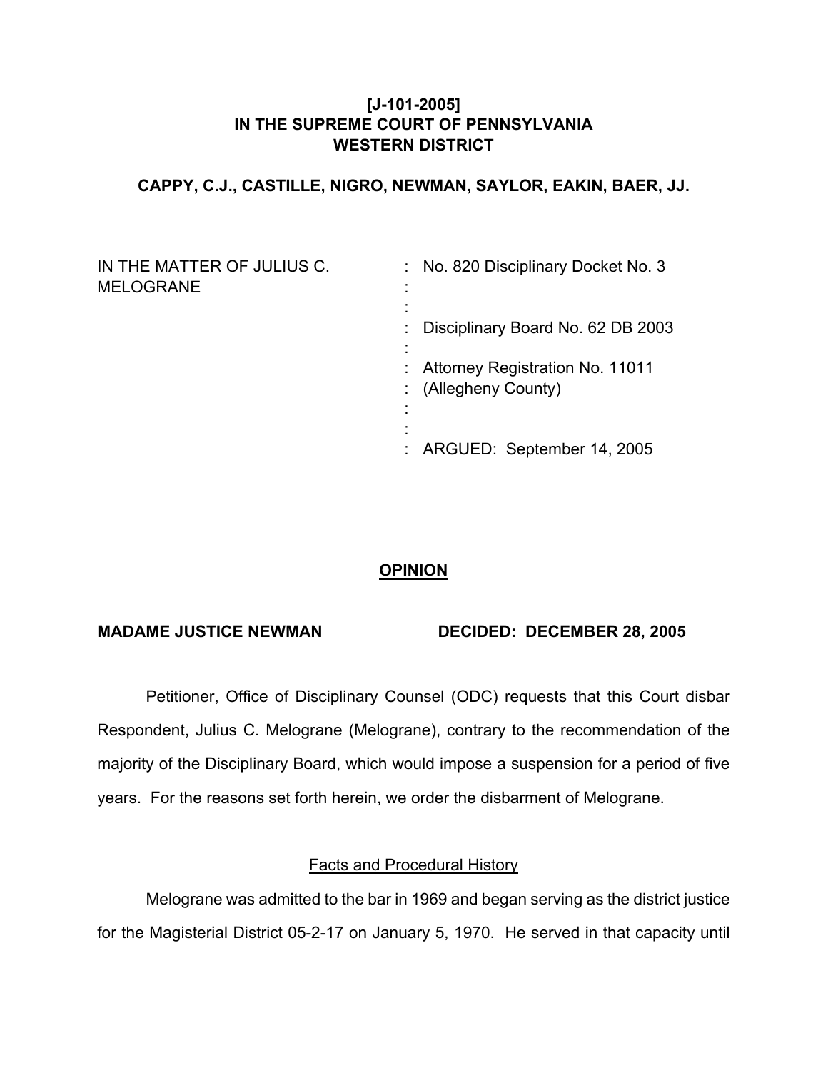**[J-101-2005]**
**IN THE SUPREME COURT OF PENNSYLVANIA**
**WESTERN DISTRICT**

**CAPPY, C.J., CASTILLE, NIGRO, NEWMAN, SAYLOR, EAKIN, BAER, JJ.**

| | |
|---|---|
| IN THE MATTER OF JULIUS C. MELOGRANE | : No. 820 Disciplinary Docket No. 3 |
| | : Disciplinary Board No. 62 DB 2003 |
| | : Attorney Registration No. 11011 (Allegheny County) |
| | : ARGUED: September 14, 2005 |

## OPINION

**MADAME JUSTICE NEWMAN** **DECIDED: DECEMBER 28, 2005**

Petitioner, Office of Disciplinary Counsel (ODC) requests that this Court disbar Respondent, Julius C. Melograne (Melograne), contrary to the recommendation of the majority of the Disciplinary Board, which would impose a suspension for a period of five years. For the reasons set forth herein, we order the disbarment of Melograne.

### Facts and Procedural History

Melograne was admitted to the bar in 1969 and began serving as the district justice for the Magisterial District 05-2-17 on January 5, 1970. He served in that capacity until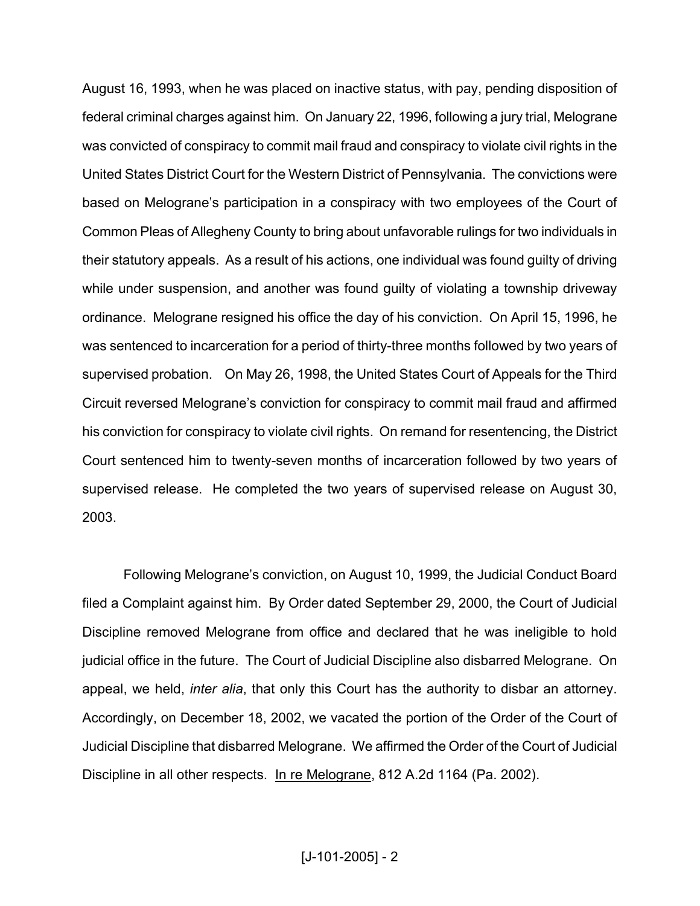August 16, 1993, when he was placed on inactive status, with pay, pending disposition of federal criminal charges against him. On January 22, 1996, following a jury trial, Melograne was convicted of conspiracy to commit mail fraud and conspiracy to violate civil rights in the United States District Court for the Western District of Pennsylvania. The convictions were based on Melograne's participation in a conspiracy with two employees of the Court of Common Pleas of Allegheny County to bring about unfavorable rulings for two individuals in their statutory appeals. As a result of his actions, one individual was found guilty of driving while under suspension, and another was found guilty of violating a township driveway ordinance. Melograne resigned his office the day of his conviction. On April 15, 1996, he was sentenced to incarceration for a period of thirty-three months followed by two years of supervised probation. On May 26, 1998, the United States Court of Appeals for the Third Circuit reversed Melograne's conviction for conspiracy to commit mail fraud and affirmed his conviction for conspiracy to violate civil rights. On remand for resentencing, the District Court sentenced him to twenty-seven months of incarceration followed by two years of supervised release. He completed the two years of supervised release on August 30, 2003.

Following Melograne's conviction, on August 10, 1999, the Judicial Conduct Board filed a Complaint against him. By Order dated September 29, 2000, the Court of Judicial Discipline removed Melograne from office and declared that he was ineligible to hold judicial office in the future. The Court of Judicial Discipline also disbarred Melograne. On appeal, we held, *inter alia*, that only this Court has the authority to disbar an attorney. Accordingly, on December 18, 2002, we vacated the portion of the Order of the Court of Judicial Discipline that disbarred Melograne. We affirmed the Order of the Court of Judicial Discipline in all other respects. In re Melograne, 812 A.2d 1164 (Pa. 2002).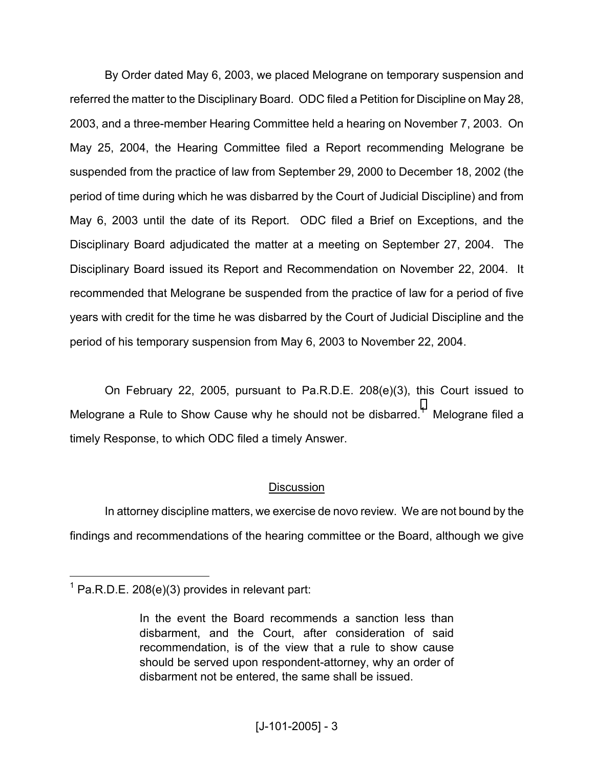By Order dated May 6, 2003, we placed Melograne on temporary suspension and referred the matter to the Disciplinary Board. ODC filed a Petition for Discipline on May 28, 2003, and a three-member Hearing Committee held a hearing on November 7, 2003. On May 25, 2004, the Hearing Committee filed a Report recommending Melograne be suspended from the practice of law from September 29, 2000 to December 18, 2002 (the period of time during which he was disbarred by the Court of Judicial Discipline) and from May 6, 2003 until the date of its Report. ODC filed a Brief on Exceptions, and the Disciplinary Board adjudicated the matter at a meeting on September 27, 2004. The Disciplinary Board issued its Report and Recommendation on November 22, 2004. It recommended that Melograne be suspended from the practice of law for a period of five years with credit for the time he was disbarred by the Court of Judicial Discipline and the period of his temporary suspension from May 6, 2003 to November 22, 2004.

On February 22, 2005, pursuant to Pa.R.D.E. 208(e)(3), this Court issued to Melograne a Rule to Show Cause why he should not be disbarred.[1] Melograne filed a timely Response, to which ODC filed a timely Answer.

## Discussion

In attorney discipline matters, we exercise de novo review. We are not bound by the findings and recommendations of the hearing committee or the Board, although we give

---

[1] Pa.R.D.E. 208(e)(3) provides in relevant part:

> In the event the Board recommends a sanction less than disbarment, and the Court, after consideration of said recommendation, is of the view that a rule to show cause should be served upon respondent-attorney, why an order of disbarment not be entered, the same shall be issued.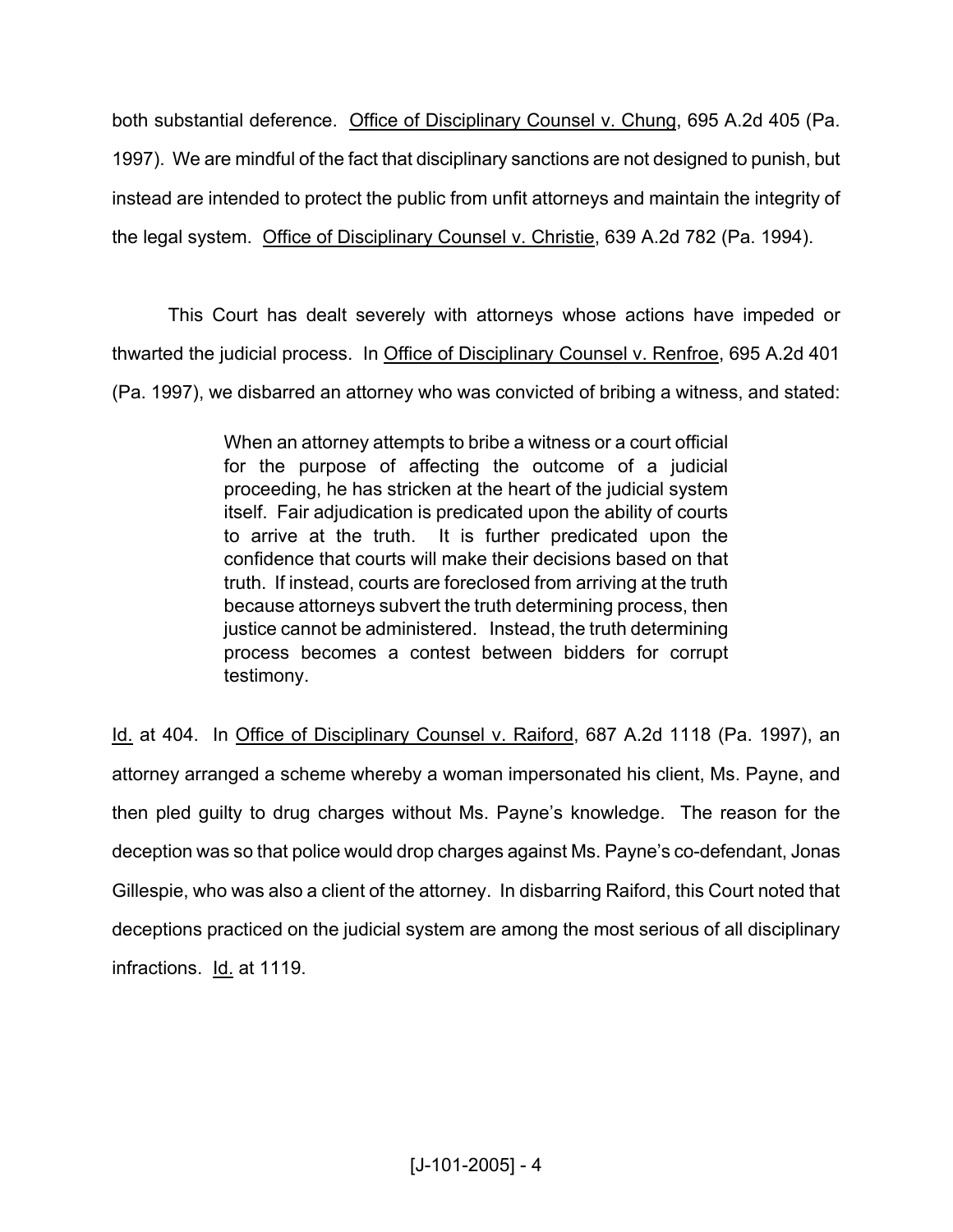both substantial deference. Office of Disciplinary Counsel v. Chung, 695 A.2d 405 (Pa. 1997). We are mindful of the fact that disciplinary sanctions are not designed to punish, but instead are intended to protect the public from unfit attorneys and maintain the integrity of the legal system. Office of Disciplinary Counsel v. Christie, 639 A.2d 782 (Pa. 1994).

This Court has dealt severely with attorneys whose actions have impeded or thwarted the judicial process. In Office of Disciplinary Counsel v. Renfroe, 695 A.2d 401 (Pa. 1997), we disbarred an attorney who was convicted of bribing a witness, and stated:

> When an attorney attempts to bribe a witness or a court official for the purpose of affecting the outcome of a judicial proceeding, he has stricken at the heart of the judicial system itself. Fair adjudication is predicated upon the ability of courts to arrive at the truth. It is further predicated upon the confidence that courts will make their decisions based on that truth. If instead, courts are foreclosed from arriving at the truth because attorneys subvert the truth determining process, then justice cannot be administered. Instead, the truth determining process becomes a contest between bidders for corrupt testimony.

Id. at 404. In Office of Disciplinary Counsel v. Raiford, 687 A.2d 1118 (Pa. 1997), an attorney arranged a scheme whereby a woman impersonated his client, Ms. Payne, and then pled guilty to drug charges without Ms. Payne's knowledge. The reason for the deception was so that police would drop charges against Ms. Payne's co-defendant, Jonas Gillespie, who was also a client of the attorney. In disbarring Raiford, this Court noted that deceptions practiced on the judicial system are among the most serious of all disciplinary infractions. Id. at 1119.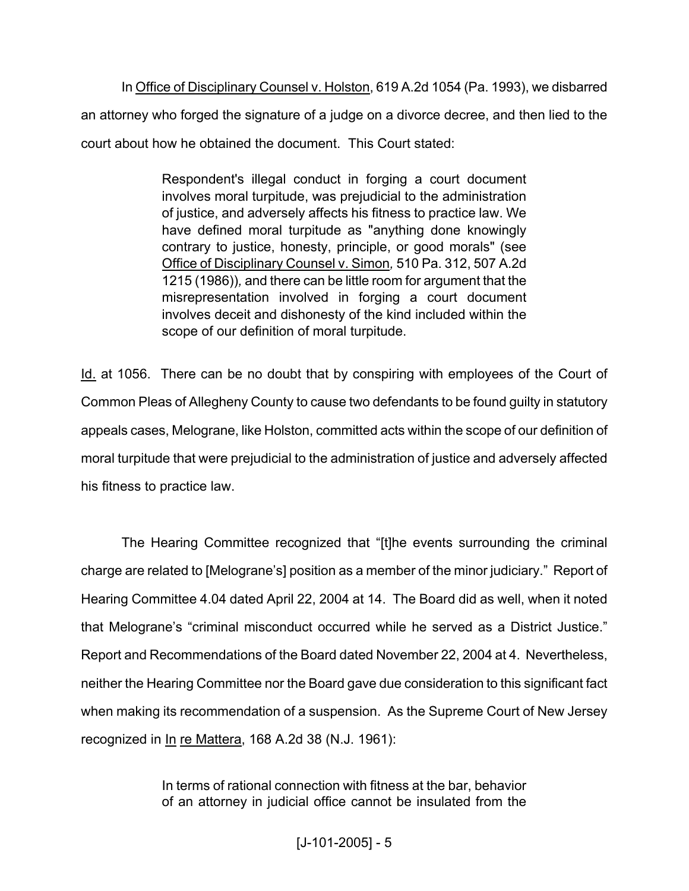In Office of Disciplinary Counsel v. Holston, 619 A.2d 1054 (Pa. 1993), we disbarred an attorney who forged the signature of a judge on a divorce decree, and then lied to the court about how he obtained the document. This Court stated:

> Respondent's illegal conduct in forging a court document involves moral turpitude, was prejudicial to the administration of justice, and adversely affects his fitness to practice law. We have defined moral turpitude as "anything done knowingly contrary to justice, honesty, principle, or good morals" (see Office of Disciplinary Counsel v. Simon, 510 Pa. 312, 507 A.2d 1215 (1986)), and there can be little room for argument that the misrepresentation involved in forging a court document involves deceit and dishonesty of the kind included within the scope of our definition of moral turpitude.

Id. at 1056. There can be no doubt that by conspiring with employees of the Court of Common Pleas of Allegheny County to cause two defendants to be found guilty in statutory appeals cases, Melograne, like Holston, committed acts within the scope of our definition of moral turpitude that were prejudicial to the administration of justice and adversely affected his fitness to practice law.

The Hearing Committee recognized that "[t]he events surrounding the criminal charge are related to [Melograne's] position as a member of the minor judiciary." Report of Hearing Committee 4.04 dated April 22, 2004 at 14. The Board did as well, when it noted that Melograne's "criminal misconduct occurred while he served as a District Justice." Report and Recommendations of the Board dated November 22, 2004 at 4. Nevertheless, neither the Hearing Committee nor the Board gave due consideration to this significant fact when making its recommendation of a suspension. As the Supreme Court of New Jersey recognized in In re Mattera, 168 A.2d 38 (N.J. 1961):

> In terms of rational connection with fitness at the bar, behavior of an attorney in judicial office cannot be insulated from the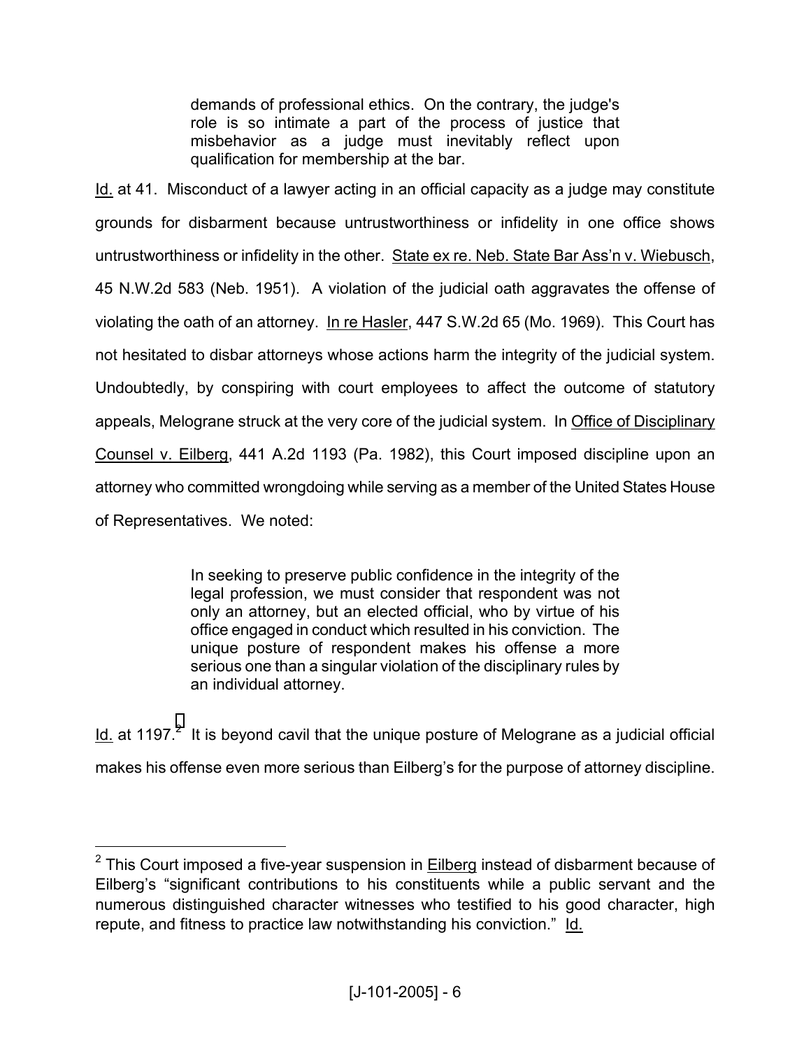> demands of professional ethics. On the contrary, the judge's role is so intimate a part of the process of justice that misbehavior as a judge must inevitably reflect upon qualification for membership at the bar.

Id. at 41. Misconduct of a lawyer acting in an official capacity as a judge may constitute grounds for disbarment because untrustworthiness or infidelity in one office shows untrustworthiness or infidelity in the other. State ex re. Neb. State Bar Ass'n v. Wiebusch, 45 N.W.2d 583 (Neb. 1951). A violation of the judicial oath aggravates the offense of violating the oath of an attorney. In re Hasler, 447 S.W.2d 65 (Mo. 1969). This Court has not hesitated to disbar attorneys whose actions harm the integrity of the judicial system. Undoubtedly, by conspiring with court employees to affect the outcome of statutory appeals, Melograne struck at the very core of the judicial system. In Office of Disciplinary Counsel v. Eilberg, 441 A.2d 1193 (Pa. 1982), this Court imposed discipline upon an attorney who committed wrongdoing while serving as a member of the United States House of Representatives. We noted:

> In seeking to preserve public confidence in the integrity of the legal profession, we must consider that respondent was not only an attorney, but an elected official, who by virtue of his office engaged in conduct which resulted in his conviction. The unique posture of respondent makes his offense a more serious one than a singular violation of the disciplinary rules by an individual attorney.

Id. at 1197.[2] It is beyond cavil that the unique posture of Melograne as a judicial official makes his offense even more serious than Eilberg's for the purpose of attorney discipline.

---

[2] This Court imposed a five-year suspension in Eilberg instead of disbarment because of Eilberg's "significant contributions to his constituents while a public servant and the numerous distinguished character witnesses who testified to his good character, high repute, and fitness to practice law notwithstanding his conviction." Id.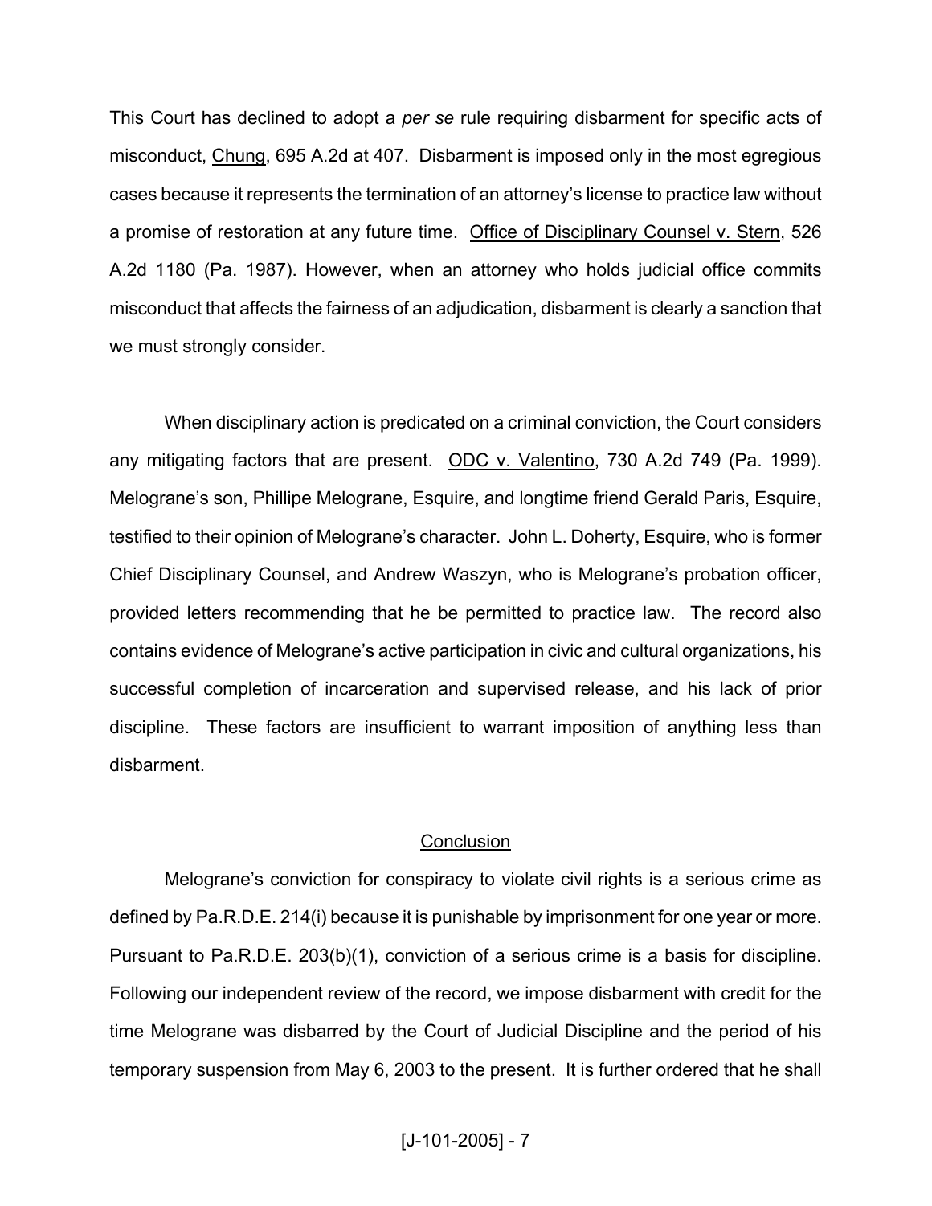This Court has declined to adopt a *per se* rule requiring disbarment for specific acts of misconduct, Chung, 695 A.2d at 407. Disbarment is imposed only in the most egregious cases because it represents the termination of an attorney's license to practice law without a promise of restoration at any future time. Office of Disciplinary Counsel v. Stern, 526 A.2d 1180 (Pa. 1987). However, when an attorney who holds judicial office commits misconduct that affects the fairness of an adjudication, disbarment is clearly a sanction that we must strongly consider.

When disciplinary action is predicated on a criminal conviction, the Court considers any mitigating factors that are present. ODC v. Valentino, 730 A.2d 749 (Pa. 1999). Melograne's son, Phillipe Melograne, Esquire, and longtime friend Gerald Paris, Esquire, testified to their opinion of Melograne's character. John L. Doherty, Esquire, who is former Chief Disciplinary Counsel, and Andrew Waszyn, who is Melograne's probation officer, provided letters recommending that he be permitted to practice law. The record also contains evidence of Melograne's active participation in civic and cultural organizations, his successful completion of incarceration and supervised release, and his lack of prior discipline. These factors are insufficient to warrant imposition of anything less than disbarment.

## Conclusion

Melograne's conviction for conspiracy to violate civil rights is a serious crime as defined by Pa.R.D.E. 214(i) because it is punishable by imprisonment for one year or more. Pursuant to Pa.R.D.E. 203(b)(1), conviction of a serious crime is a basis for discipline. Following our independent review of the record, we impose disbarment with credit for the time Melograne was disbarred by the Court of Judicial Discipline and the period of his temporary suspension from May 6, 2003 to the present. It is further ordered that he shall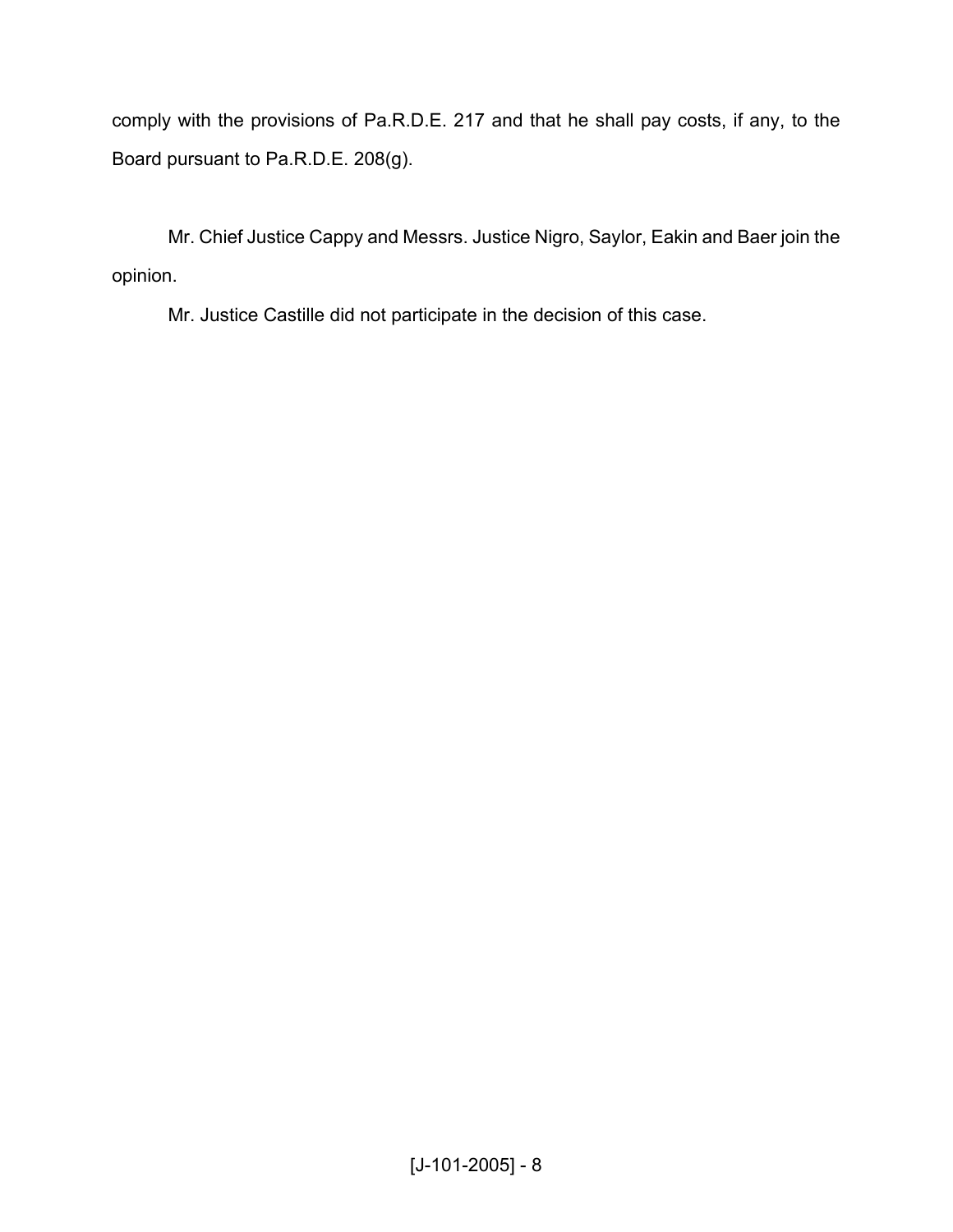comply with the provisions of Pa.R.D.E. 217 and that he shall pay costs, if any, to the Board pursuant to Pa.R.D.E. 208(g).

Mr. Chief Justice Cappy and Messrs. Justice Nigro, Saylor, Eakin and Baer join the opinion.

Mr. Justice Castille did not participate in the decision of this case.